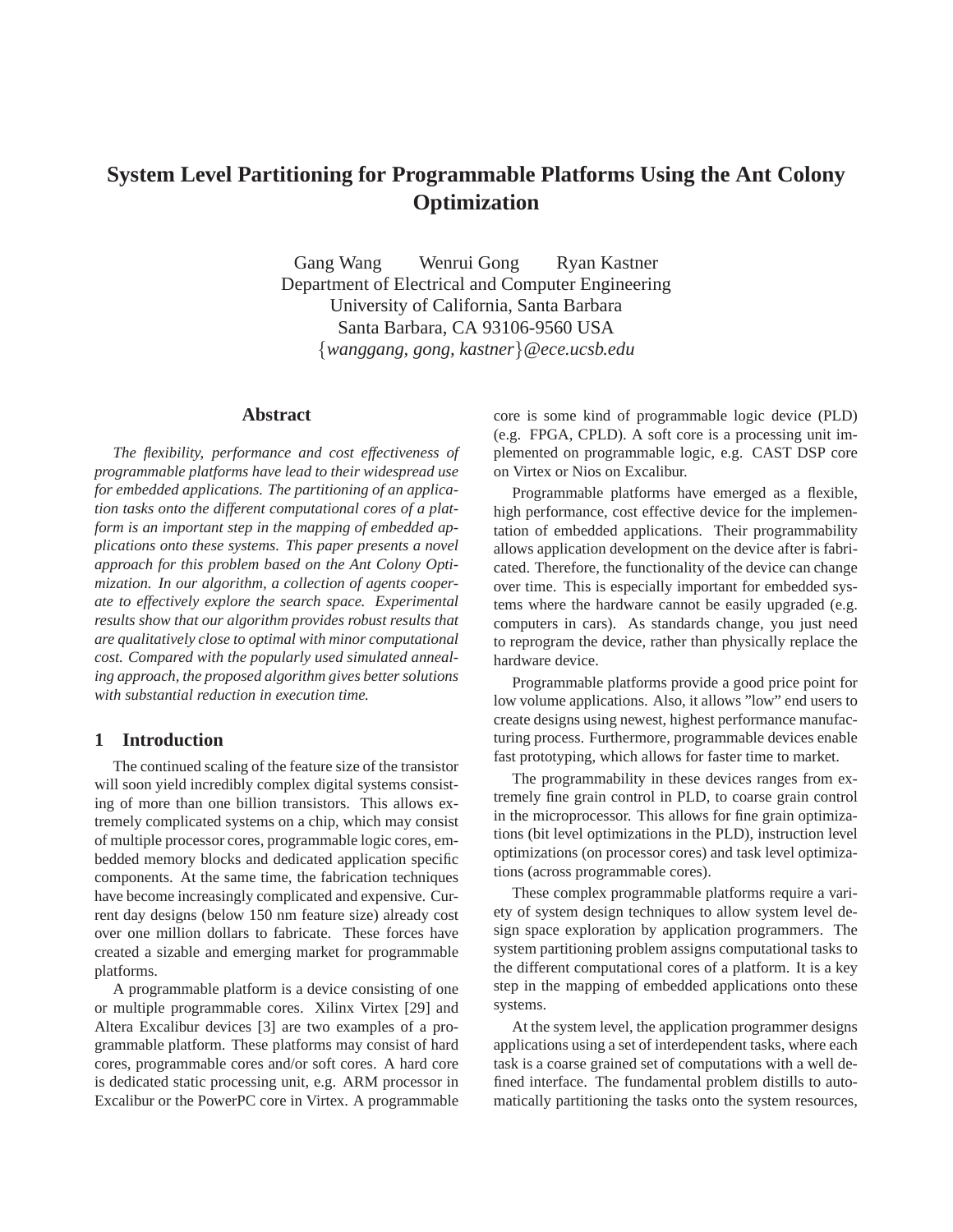# System Level Partitioning for Programmable Platforms Using the Ant Colony Optimization

Gang Wang Wenrui Gong Ryan Kastner
Department of Electrical and Computer Engineering
University of California, Santa Barbara
Santa Barbara, CA 93106-9560 USA
{*wanggang, gong, kastner*}*@ece.ucsb.edu*

## Abstract

*The flexibility, performance and cost effectiveness of programmable platforms have lead to their widespread use for embedded applications. The partitioning of an application tasks onto the different computational cores of a platform is an important step in the mapping of embedded applications onto these systems. This paper presents a novel approach for this problem based on the Ant Colony Optimization. In our algorithm, a collection of agents cooperate to effectively explore the search space. Experimental results show that our algorithm provides robust results that are qualitatively close to optimal with minor computational cost. Compared with the popularly used simulated annealing approach, the proposed algorithm gives better solutions with substantial reduction in execution time.*

## 1 Introduction

The continued scaling of the feature size of the transistor will soon yield incredibly complex digital systems consisting of more than one billion transistors. This allows extremely complicated systems on a chip, which may consist of multiple processor cores, programmable logic cores, embedded memory blocks and dedicated application specific components. At the same time, the fabrication techniques have become increasingly complicated and expensive. Current day designs (below 150 nm feature size) already cost over one million dollars to fabricate. These forces have created a sizable and emerging market for programmable platforms.

A programmable platform is a device consisting of one or multiple programmable cores. Xilinx Virtex [29] and Altera Excalibur devices [3] are two examples of a programmable platform. These platforms may consist of hard cores, programmable cores and/or soft cores. A hard core is dedicated static processing unit, e.g. ARM processor in Excalibur or the PowerPC core in Virtex. A programmable core is some kind of programmable logic device (PLD) (e.g. FPGA, CPLD). A soft core is a processing unit implemented on programmable logic, e.g. CAST DSP core on Virtex or Nios on Excalibur.

Programmable platforms have emerged as a flexible, high performance, cost effective device for the implementation of embedded applications. Their programmability allows application development on the device after is fabricated. Therefore, the functionality of the device can change over time. This is especially important for embedded systems where the hardware cannot be easily upgraded (e.g. computers in cars). As standards change, you just need to reprogram the device, rather than physically replace the hardware device.

Programmable platforms provide a good price point for low volume applications. Also, it allows "low" end users to create designs using newest, highest performance manufacturing process. Furthermore, programmable devices enable fast prototyping, which allows for faster time to market.

The programmability in these devices ranges from extremely fine grain control in PLD, to coarse grain control in the microprocessor. This allows for fine grain optimizations (bit level optimizations in the PLD), instruction level optimizations (on processor cores) and task level optimizations (across programmable cores).

These complex programmable platforms require a variety of system design techniques to allow system level design space exploration by application programmers. The system partitioning problem assigns computational tasks to the different computational cores of a platform. It is a key step in the mapping of embedded applications onto these systems.

At the system level, the application programmer designs applications using a set of interdependent tasks, where each task is a coarse grained set of computations with a well defined interface. The fundamental problem distills to automatically partitioning the tasks onto the system resources,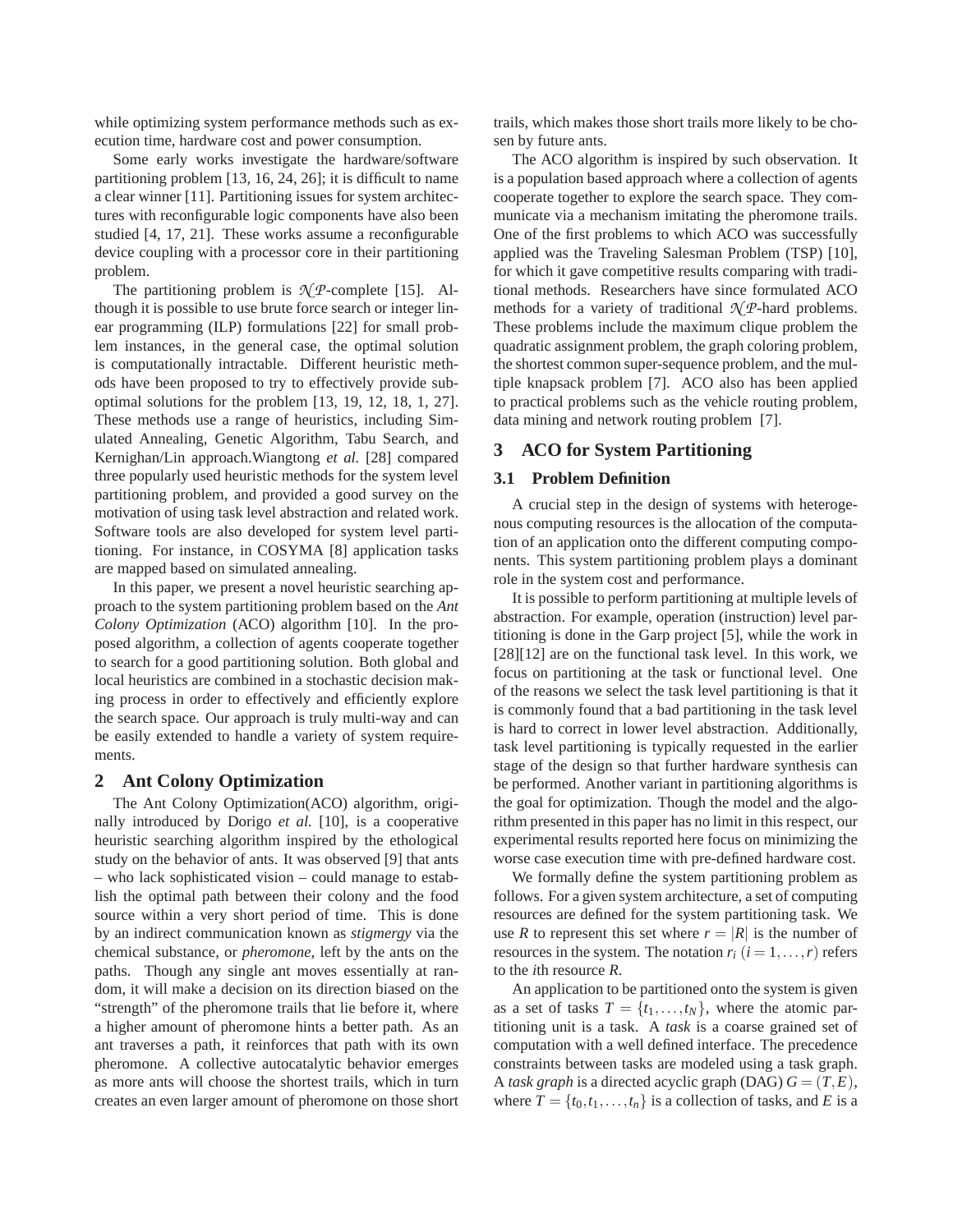while optimizing system performance methods such as execution time, hardware cost and power consumption.

Some early works investigate the hardware/software partitioning problem [13, 16, 24, 26]; it is difficult to name a clear winner [11]. Partitioning issues for system architectures with reconfigurable logic components have also been studied [4, 17, 21]. These works assume a reconfigurable device coupling with a processor core in their partitioning problem.

The partitioning problem is $\mathcal{NP}$-complete [15]. Although it is possible to use brute force search or integer linear programming (ILP) formulations [22] for small problem instances, in the general case, the optimal solution is computationally intractable. Different heuristic methods have been proposed to try to effectively provide suboptimal solutions for the problem [13, 19, 12, 18, 1, 27]. These methods use a range of heuristics, including Simulated Annealing, Genetic Algorithm, Tabu Search, and Kernighan/Lin approach.Wiangtong *et al.* [28] compared three popularly used heuristic methods for the system level partitioning problem, and provided a good survey on the motivation of using task level abstraction and related work. Software tools are also developed for system level partitioning. For instance, in COSYMA [8] application tasks are mapped based on simulated annealing.

In this paper, we present a novel heuristic searching approach to the system partitioning problem based on the *Ant Colony Optimization* (ACO) algorithm [10]. In the proposed algorithm, a collection of agents cooperate together to search for a good partitioning solution. Both global and local heuristics are combined in a stochastic decision making process in order to effectively and efficiently explore the search space. Our approach is truly multi-way and can be easily extended to handle a variety of system requirements.

## 2 Ant Colony Optimization

The Ant Colony Optimization(ACO) algorithm, originally introduced by Dorigo *et al.* [10], is a cooperative heuristic searching algorithm inspired by the ethological study on the behavior of ants. It was observed [9] that ants – who lack sophisticated vision – could manage to establish the optimal path between their colony and the food source within a very short period of time. This is done by an indirect communication known as *stigmergy* via the chemical substance, or *pheromone*, left by the ants on the paths. Though any single ant moves essentially at random, it will make a decision on its direction biased on the "strength" of the pheromone trails that lie before it, where a higher amount of pheromone hints a better path. As an ant traverses a path, it reinforces that path with its own pheromone. A collective autocatalytic behavior emerges as more ants will choose the shortest trails, which in turn creates an even larger amount of pheromone on those short trails, which makes those short trails more likely to be chosen by future ants.

The ACO algorithm is inspired by such observation. It is a population based approach where a collection of agents cooperate together to explore the search space. They communicate via a mechanism imitating the pheromone trails. One of the first problems to which ACO was successfully applied was the Traveling Salesman Problem (TSP) [10], for which it gave competitive results comparing with traditional methods. Researchers have since formulated ACO methods for a variety of traditional $\mathcal{NP}$-hard problems. These problems include the maximum clique problem the quadratic assignment problem, the graph coloring problem, the shortest common super-sequence problem, and the multiple knapsack problem [7]. ACO also has been applied to practical problems such as the vehicle routing problem, data mining and network routing problem [7].

## 3 ACO for System Partitioning

### 3.1 Problem Definition

A crucial step in the design of systems with heterogenous computing resources is the allocation of the computation of an application onto the different computing components. This system partitioning problem plays a dominant role in the system cost and performance.

It is possible to perform partitioning at multiple levels of abstraction. For example, operation (instruction) level partitioning is done in the Garp project [5], while the work in [28][12] are on the functional task level. In this work, we focus on partitioning at the task or functional level. One of the reasons we select the task level partitioning is that it is commonly found that a bad partitioning in the task level is hard to correct in lower level abstraction. Additionally, task level partitioning is typically requested in the earlier stage of the design so that further hardware synthesis can be performed. Another variant in partitioning algorithms is the goal for optimization. Though the model and the algorithm presented in this paper has no limit in this respect, our experimental results reported here focus on minimizing the worse case execution time with pre-defined hardware cost.

We formally define the system partitioning problem as follows. For a given system architecture, a set of computing resources are defined for the system partitioning task. We use $R$ to represent this set where $r = |R|$ is the number of resources in the system. The notation $r_i$ $(i = 1, \ldots, r)$ refers to the $i$th resource $R$.

An application to be partitioned onto the system is given as a set of tasks $T = \{t_1, \ldots, t_N\}$, where the atomic partitioning unit is a task. A *task* is a coarse grained set of computation with a well defined interface. The precedence constraints between tasks are modeled using a task graph. A *task graph* is a directed acyclic graph (DAG) $G = (T, E)$, where $T = \{t_0, t_1, \ldots, t_n\}$ is a collection of tasks, and $E$ is a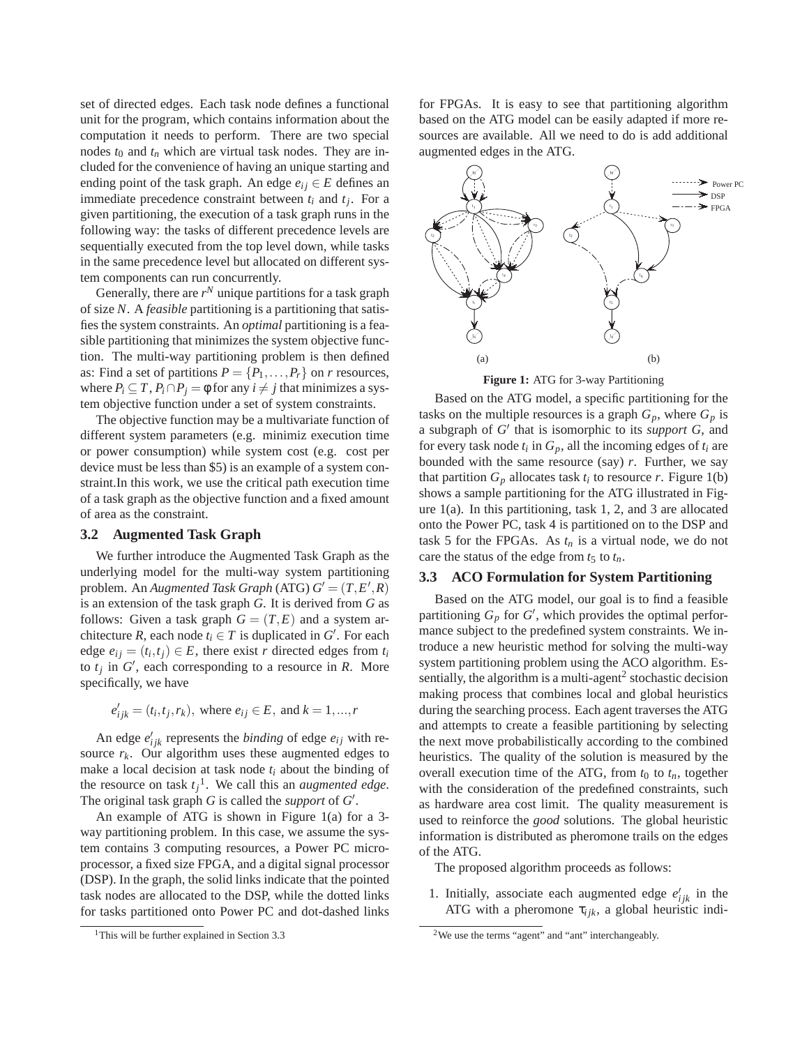set of directed edges. Each task node defines a functional unit for the program, which contains information about the computation it needs to perform. There are two special nodes $t_0$ and $t_n$ which are virtual task nodes. They are included for the convenience of having an unique starting and ending point of the task graph. An edge $e_{ij} \in E$ defines an immediate precedence constraint between $t_i$ and $t_j$. For a given partitioning, the execution of a task graph runs in the following way: the tasks of different precedence levels are sequentially executed from the top level down, while tasks in the same precedence level but allocated on different system components can run concurrently.

Generally, there are $r^N$ unique partitions for a task graph of size $N$. A *feasible* partitioning is a partitioning that satisfies the system constraints. An *optimal* partitioning is a feasible partitioning that minimizes the system objective function. The multi-way partitioning problem is then defined as: Find a set of partitions $P = \{P_1, \ldots, P_r\}$ on $r$ resources, where $P_i \subseteq T$, $P_i \cap P_j = \phi$ for any $i \neq j$ that minimizes a system objective function under a set of system constraints.

The objective function may be a multivariate function of different system parameters (e.g. minimiz execution time or power consumption) while system cost (e.g. cost per device must be less than \$5) is an example of a system constraint.In this work, we use the critical path execution time of a task graph as the objective function and a fixed amount of area as the constraint.

### 3.2 Augmented Task Graph

We further introduce the Augmented Task Graph as the underlying model for the multi-way system partitioning problem. An *Augmented Task Graph* (ATG) $G' = (T, E', R)$ is an extension of the task graph $G$. It is derived from $G$ as follows: Given a task graph $G = (T, E)$ and a system architecture $R$, each node $t_i \in T$ is duplicated in $G'$. For each edge $e_{ij} = (t_i, t_j) \in E$, there exist $r$ directed edges from $t_i$ to $t_j$ in $G'$, each corresponding to a resource in $R$. More specifically, we have

$$e'_{ijk} = (t_i, t_j, r_k), \text{ where } e_{ij} \in E, \text{ and } k = 1, ..., r$$

An edge $e'_{ijk}$ represents the *binding* of edge $e_{ij}$ with resource $r_k$. Our algorithm uses these augmented edges to make a local decision at task node $t_i$ about the binding of the resource on task $t_j$[1]. We call this an *augmented edge*. The original task graph $G$ is called the *support* of $G'$.

An example of ATG is shown in Figure 1(a) for a 3-way partitioning problem. In this case, we assume the system contains 3 computing resources, a Power PC microprocessor, a fixed size FPGA, and a digital signal processor (DSP). In the graph, the solid links indicate that the pointed task nodes are allocated to the DSP, while the dotted links for tasks partitioned onto Power PC and dot-dashed links for FPGAs. It is easy to see that partitioning algorithm based on the ATG model can be easily adapted if more resources are available. All we need to do is add additional augmented edges in the ATG.

Figure 1: ATG for 3-way Partitioning

Based on the ATG model, a specific partitioning for the tasks on the multiple resources is a graph $G_p$, where $G_p$ is a subgraph of $G'$ that is isomorphic to its *support* $G$, and for every task node $t_i$ in $G_p$, all the incoming edges of $t_i$ are bounded with the same resource (say) $r$. Further, we say that partition $G_p$ allocates task $t_i$ to resource $r$. Figure 1(b) shows a sample partitioning for the ATG illustrated in Figure 1(a). In this partitioning, task 1, 2, and 3 are allocated onto the Power PC, task 4 is partitioned on to the DSP and task 5 for the FPGAs. As $t_n$ is a virtual node, we do not care the status of the edge from $t_5$ to $t_n$.

### 3.3 ACO Formulation for System Partitioning

Based on the ATG model, our goal is to find a feasible partitioning $G_p$ for $G'$, which provides the optimal performance subject to the predefined system constraints. We introduce a new heuristic method for solving the multi-way system partitioning problem using the ACO algorithm. Essentially, the algorithm is a multi-agent[2] stochastic decision making process that combines local and global heuristics during the searching process. Each agent traverses the ATG and attempts to create a feasible partitioning by selecting the next move probabilistically according to the combined heuristics. The quality of the solution is measured by the overall execution time of the ATG, from $t_0$ to $t_n$, together with the consideration of the predefined constraints, such as hardware area cost limit. The quality measurement is used to reinforce the *good* solutions. The global heuristic information is distributed as pheromone trails on the edges of the ATG.

The proposed algorithm proceeds as follows:

1. Initially, associate each augmented edge $e'_{ijk}$ in the ATG with a pheromone $\tau_{ijk}$, a global heuristic indi-

[1] This will be further explained in Section 3.3

[2] We use the terms "agent" and "ant" interchangeably.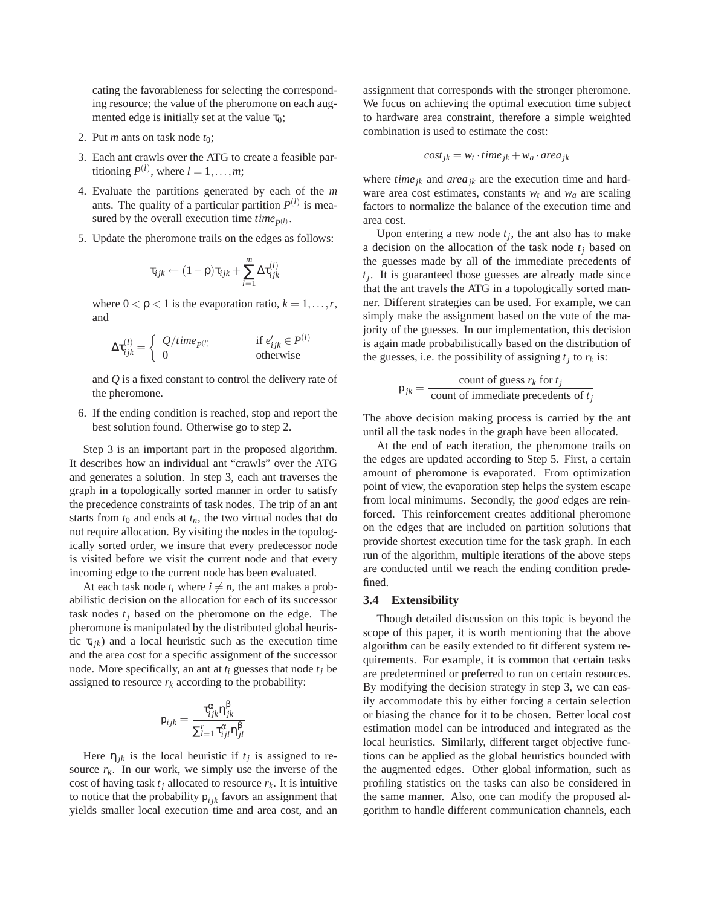cating the favorableness for selecting the corresponding resource; the value of the pheromone on each augmented edge is initially set at the value $\tau_0$;

2. Put $m$ ants on task node $t_0$;

3. Each ant crawls over the ATG to create a feasible partitioning $P^{(l)}$, where $l = 1, \ldots, m$;

4. Evaluate the partitions generated by each of the $m$ ants. The quality of a particular partition $P^{(l)}$ is measured by the overall execution time $time_{P^{(l)}}$.

5. Update the pheromone trails on the edges as follows:

$$\tau_{ijk} \leftarrow (1-\rho)\tau_{ijk} + \sum_{l=1}^{m} \Delta\tau_{ijk}^{(l)}$$

   where $0 < \rho < 1$ is the evaporation ratio, $k = 1, \ldots, r$, and

$$\Delta\tau_{ijk}^{(l)} = \begin{cases} Q/time_{P^{(l)}} & \text{if } e'_{ijk} \in P^{(l)} \\ 0 & \text{otherwise} \end{cases}$$

   and $Q$ is a fixed constant to control the delivery rate of the pheromone.

6. If the ending condition is reached, stop and report the best solution found. Otherwise go to step 2.

Step 3 is an important part in the proposed algorithm. It describes how an individual ant "crawls" over the ATG and generates a solution. In step 3, each ant traverses the graph in a topologically sorted manner in order to satisfy the precedence constraints of task nodes. The trip of an ant starts from $t_0$ and ends at $t_n$, the two virtual nodes that do not require allocation. By visiting the nodes in the topologically sorted order, we insure that every predecessor node is visited before we visit the current node and that every incoming edge to the current node has been evaluated.

At each task node $t_i$ where $i \neq n$, the ant makes a probabilistic decision on the allocation for each of its successor task nodes $t_j$ based on the pheromone on the edge. The pheromone is manipulated by the distributed global heuristic $\tau_{ijk}$) and a local heuristic such as the execution time and the area cost for a specific assignment of the successor node. More specifically, an ant at $t_i$ guesses that node $t_j$ be assigned to resource $r_k$ according to the probability:

$$p_{ijk} = \frac{\tau_{ijk}^{\alpha}\eta_{jk}^{\beta}}{\sum_{l=1}^{r}\tau_{ijl}^{\alpha}\eta_{jl}^{\beta}}$$

Here $\eta_{jk}$ is the local heuristic if $t_j$ is assigned to resource $r_k$. In our work, we simply use the inverse of the cost of having task $t_j$ allocated to resource $r_k$. It is intuitive to notice that the probability $p_{ijk}$ favors an assignment that yields smaller local execution time and area cost, and an assignment that corresponds with the stronger pheromone. We focus on achieving the optimal execution time subject to hardware area constraint, therefore a simple weighted combination is used to estimate the cost:

$$cost_{jk} = w_t \cdot time_{jk} + w_a \cdot area_{jk}$$

where $time_{jk}$ and $area_{jk}$ are the execution time and hardware area cost estimates, constants $w_t$ and $w_a$ are scaling factors to normalize the balance of the execution time and area cost.

Upon entering a new node $t_j$, the ant also has to make a decision on the allocation of the task node $t_j$ based on the guesses made by all of the immediate precedents of $t_j$. It is guaranteed those guesses are already made since that the ant travels the ATG in a topologically sorted manner. Different strategies can be used. For example, we can simply make the assignment based on the vote of the majority of the guesses. In our implementation, this decision is again made probabilistically based on the distribution of the guesses, i.e. the possibility of assigning $t_j$ to $r_k$ is:

$$p_{jk} = \frac{\text{count of guess } r_k \text{ for } t_j}{\text{count of immediate precedents of } t_j}$$

The above decision making process is carried by the ant until all the task nodes in the graph have been allocated.

At the end of each iteration, the pheromone trails on the edges are updated according to Step 5. First, a certain amount of pheromone is evaporated. From optimization point of view, the evaporation step helps the system escape from local minimums. Secondly, the *good* edges are reinforced. This reinforcement creates additional pheromone on the edges that are included on partition solutions that provide shortest execution time for the task graph. In each run of the algorithm, multiple iterations of the above steps are conducted until we reach the ending condition predefined.

### 3.4 Extensibility

Though detailed discussion on this topic is beyond the scope of this paper, it is worth mentioning that the above algorithm can be easily extended to fit different system requirements. For example, it is common that certain tasks are predetermined or preferred to run on certain resources. By modifying the decision strategy in step 3, we can easily accommodate this by either forcing a certain selection or biasing the chance for it to be chosen. Better local cost estimation model can be introduced and integrated as the local heuristics. Similarly, different target objective functions can be applied as the global heuristics bounded with the augmented edges. Other global information, such as profiling statistics on the tasks can also be considered in the same manner. Also, one can modify the proposed algorithm to handle different communication channels, each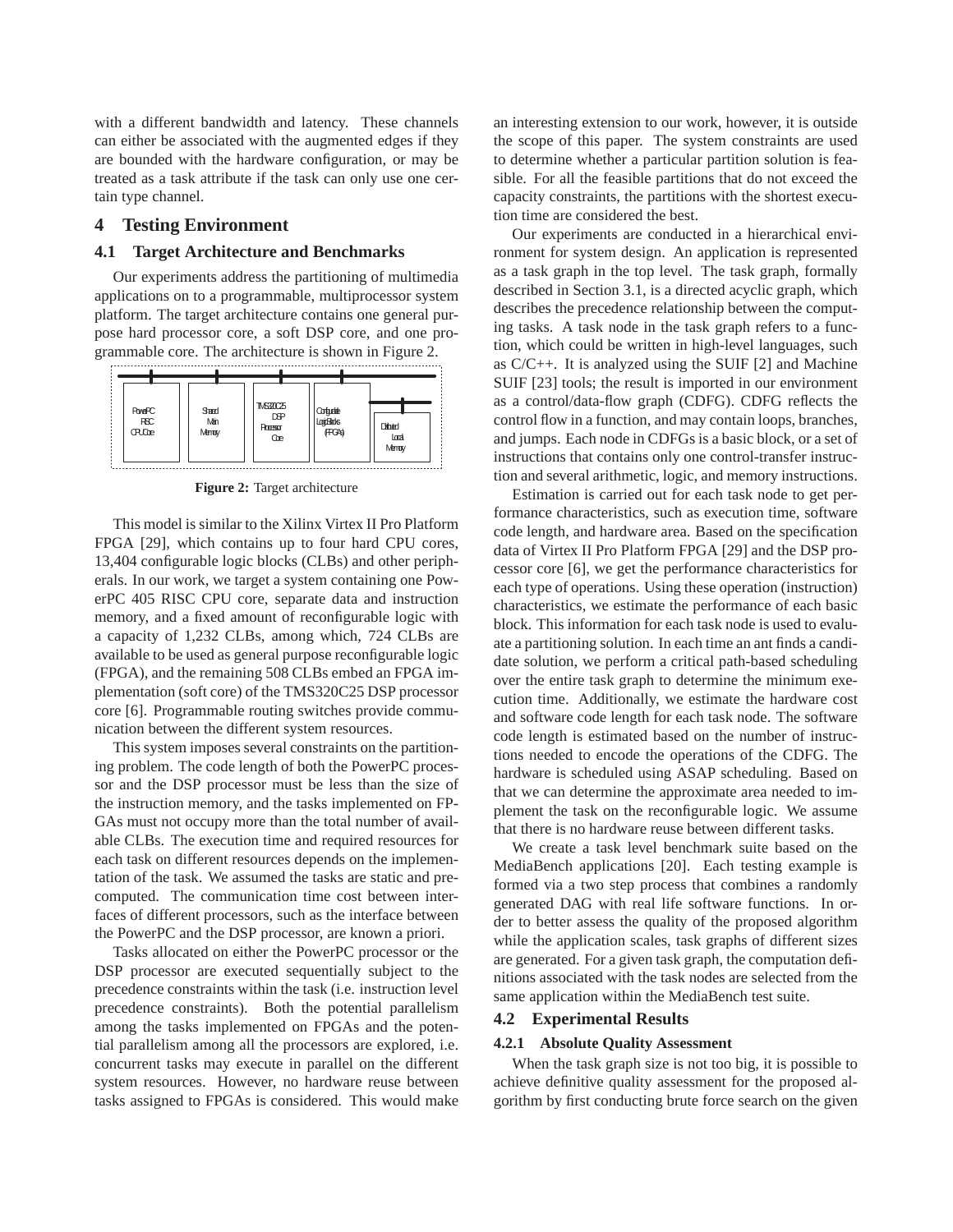with a different bandwidth and latency. These channels can either be associated with the augmented edges if they are bounded with the hardware configuration, or may be treated as a task attribute if the task can only use one certain type channel.

# 4 Testing Environment

## 4.1 Target Architecture and Benchmarks

Our experiments address the partitioning of multimedia applications on to a programmable, multiprocessor system platform. The target architecture contains one general purpose hard processor core, a soft DSP core, and one programmable core. The architecture is shown in Figure 2.

**Figure 2:** Target architecture

This model is similar to the Xilinx Virtex II Pro Platform FPGA [29], which contains up to four hard CPU cores, 13,404 configurable logic blocks (CLBs) and other peripherals. In our work, we target a system containing one PowerPC 405 RISC CPU core, separate data and instruction memory, and a fixed amount of reconfigurable logic with a capacity of 1,232 CLBs, among which, 724 CLBs are available to be used as general purpose reconfigurable logic (FPGA), and the remaining 508 CLBs embed an FPGA implementation (soft core) of the TMS320C25 DSP processor core [6]. Programmable routing switches provide communication between the different system resources.

This system imposes several constraints on the partitioning problem. The code length of both the PowerPC processor and the DSP processor must be less than the size of the instruction memory, and the tasks implemented on FPGAs must not occupy more than the total number of available CLBs. The execution time and required resources for each task on different resources depends on the implementation of the task. We assumed the tasks are static and precomputed. The communication time cost between interfaces of different processors, such as the interface between the PowerPC and the DSP processor, are known a priori.

Tasks allocated on either the PowerPC processor or the DSP processor are executed sequentially subject to the precedence constraints within the task (i.e. instruction level precedence constraints). Both the potential parallelism among the tasks implemented on FPGAs and the potential parallelism among all the processors are explored, i.e. concurrent tasks may execute in parallel on the different system resources. However, no hardware reuse between tasks assigned to FPGAs is considered. This would make an interesting extension to our work, however, it is outside the scope of this paper. The system constraints are used to determine whether a particular partition solution is feasible. For all the feasible partitions that do not exceed the capacity constraints, the partitions with the shortest execution time are considered the best.

Our experiments are conducted in a hierarchical environment for system design. An application is represented as a task graph in the top level. The task graph, formally described in Section 3.1, is a directed acyclic graph, which describes the precedence relationship between the computing tasks. A task node in the task graph refers to a function, which could be written in high-level languages, such as C/C++. It is analyzed using the SUIF [2] and Machine SUIF [23] tools; the result is imported in our environment as a control/data-flow graph (CDFG). CDFG reflects the control flow in a function, and may contain loops, branches, and jumps. Each node in CDFGs is a basic block, or a set of instructions that contains only one control-transfer instruction and several arithmetic, logic, and memory instructions.

Estimation is carried out for each task node to get performance characteristics, such as execution time, software code length, and hardware area. Based on the specification data of Virtex II Pro Platform FPGA [29] and the DSP processor core [6], we get the performance characteristics for each type of operations. Using these operation (instruction) characteristics, we estimate the performance of each basic block. This information for each task node is used to evaluate a partitioning solution. In each time an ant finds a candidate solution, we perform a critical path-based scheduling over the entire task graph to determine the minimum execution time. Additionally, we estimate the hardware cost and software code length for each task node. The software code length is estimated based on the number of instructions needed to encode the operations of the CDFG. The hardware is scheduled using ASAP scheduling. Based on that we can determine the approximate area needed to implement the task on the reconfigurable logic. We assume that there is no hardware reuse between different tasks.

We create a task level benchmark suite based on the MediaBench applications [20]. Each testing example is formed via a two step process that combines a randomly generated DAG with real life software functions. In order to better assess the quality of the proposed algorithm while the application scales, task graphs of different sizes are generated. For a given task graph, the computation definitions associated with the task nodes are selected from the same application within the MediaBench test suite.

## 4.2 Experimental Results

### 4.2.1 Absolute Quality Assessment

When the task graph size is not too big, it is possible to achieve definitive quality assessment for the proposed algorithm by first conducting brute force search on the given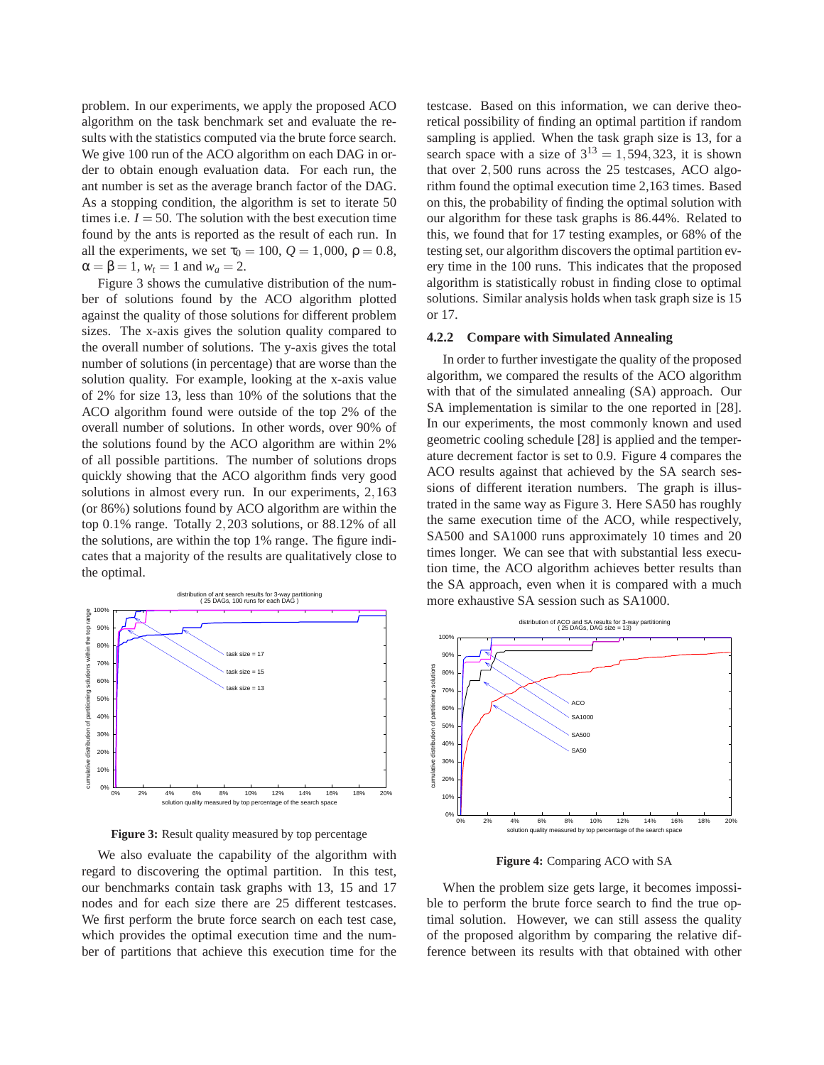problem. In our experiments, we apply the proposed ACO algorithm on the task benchmark set and evaluate the results with the statistics computed via the brute force search. We give 100 run of the ACO algorithm on each DAG in order to obtain enough evaluation data. For each run, the ant number is set as the average branch factor of the DAG. As a stopping condition, the algorithm is set to iterate 50 times i.e. $I = 50$. The solution with the best execution time found by the ants is reported as the result of each run. In all the experiments, we set $\tau_0 = 100$, $Q = 1,000$, $\rho = 0.8$, $\alpha = \beta = 1$, $w_t = 1$ and $w_a = 2$.

Figure 3 shows the cumulative distribution of the number of solutions found by the ACO algorithm plotted against the quality of those solutions for different problem sizes. The x-axis gives the solution quality compared to the overall number of solutions. The y-axis gives the total number of solutions (in percentage) that are worse than the solution quality. For example, looking at the x-axis value of 2% for size 13, less than 10% of the solutions that the ACO algorithm found were outside of the top 2% of the overall number of solutions. In other words, over 90% of the solutions found by the ACO algorithm are within 2% of all possible partitions. The number of solutions drops quickly showing that the ACO algorithm finds very good solutions in almost every run. In our experiments, $2,163$ (or 86%) solutions found by ACO algorithm are within the top $0.1$% range. Totally $2,203$ solutions, or 88.12% of all the solutions, are within the top 1% range. The figure indicates that a majority of the results are qualitatively close to the optimal.

**Figure 3:** Result quality measured by top percentage

We also evaluate the capability of the algorithm with regard to discovering the optimal partition. In this test, our benchmarks contain task graphs with 13, 15 and 17 nodes and for each size there are 25 different testcases. We first perform the brute force search on each test case, which provides the optimal execution time and the number of partitions that achieve this execution time for the testcase. Based on this information, we can derive theoretical possibility of finding an optimal partition if random sampling is applied. When the task graph size is 13, for a search space with a size of $3^{13} = 1,594,323$, it is shown that over $2,500$ runs across the 25 testcases, ACO algorithm found the optimal execution time 2,163 times. Based on this, the probability of finding the optimal solution with our algorithm for these task graphs is $86.44$%. Related to this, we found that for 17 testing examples, or 68% of the testing set, our algorithm discovers the optimal partition every time in the 100 runs. This indicates that the proposed algorithm is statistically robust in finding close to optimal solutions. Similar analysis holds when task graph size is 15 or 17.

#### 4.2.2 Compare with Simulated Annealing

In order to further investigate the quality of the proposed algorithm, we compared the results of the ACO algorithm with that of the simulated annealing (SA) approach. Our SA implementation is similar to the one reported in [28]. In our experiments, the most commonly known and used geometric cooling schedule [28] is applied and the temperature decrement factor is set to 0.9. Figure 4 compares the ACO results against that achieved by the SA search sessions of different iteration numbers. The graph is illustrated in the same way as Figure 3. Here SA50 has roughly the same execution time of the ACO, while respectively, SA500 and SA1000 runs approximately 10 times and 20 times longer. We can see that with substantial less execution time, the ACO algorithm achieves better results than the SA approach, even when it is compared with a much more exhaustive SA session such as SA1000.

**Figure 4:** Comparing ACO with SA

When the problem size gets large, it becomes impossible to perform the brute force search to find the true optimal solution. However, we can still assess the quality of the proposed algorithm by comparing the relative difference between its results with that obtained with other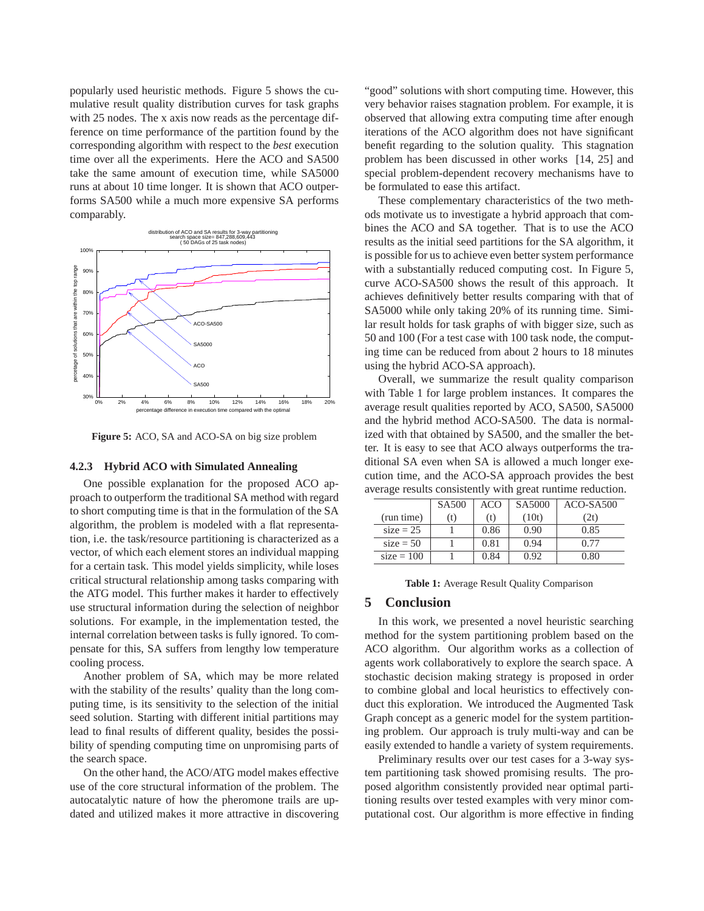popularly used heuristic methods. Figure 5 shows the cumulative result quality distribution curves for task graphs with 25 nodes. The x axis now reads as the percentage difference on time performance of the partition found by the corresponding algorithm with respect to the *best* execution time over all the experiments. Here the ACO and SA500 take the same amount of execution time, while SA5000 runs at about 10 time longer. It is shown that ACO outperforms SA500 while a much more expensive SA performs comparably.

**Figure 5:** ACO, SA and ACO-SA on big size problem

### 4.2.3 Hybrid ACO with Simulated Annealing

One possible explanation for the proposed ACO approach to outperform the traditional SA method with regard to short computing time is that in the formulation of the SA algorithm, the problem is modeled with a flat representation, i.e. the task/resource partitioning is characterized as a vector, of which each element stores an individual mapping for a certain task. This model yields simplicity, while loses critical structural relationship among tasks comparing with the ATG model. This further makes it harder to effectively use structural information during the selection of neighbor solutions. For example, in the implementation tested, the internal correlation between tasks is fully ignored. To compensate for this, SA suffers from lengthy low temperature cooling process.

Another problem of SA, which may be more related with the stability of the results' quality than the long computing time, is its sensitivity to the selection of the initial seed solution. Starting with different initial partitions may lead to final results of different quality, besides the possibility of spending computing time on unpromising parts of the search space.

On the other hand, the ACO/ATG model makes effective use of the core structural information of the problem. The autocatalytic nature of how the pheromone trails are updated and utilized makes it more attractive in discovering "good" solutions with short computing time. However, this very behavior raises stagnation problem. For example, it is observed that allowing extra computing time after enough iterations of the ACO algorithm does not have significant benefit regarding to the solution quality. This stagnation problem has been discussed in other works [14, 25] and special problem-dependent recovery mechanisms have to be formulated to ease this artifact.

These complementary characteristics of the two methods motivate us to investigate a hybrid approach that combines the ACO and SA together. That is to use the ACO results as the initial seed partitions for the SA algorithm, it is possible for us to achieve even better system performance with a substantially reduced computing cost. In Figure 5, curve ACO-SA500 shows the result of this approach. It achieves definitively better results comparing with that of SA5000 while only taking 20% of its running time. Similar result holds for task graphs of with bigger size, such as 50 and 100 (For a test case with 100 task node, the computing time can be reduced from about 2 hours to 18 minutes using the hybrid ACO-SA approach).

Overall, we summarize the result quality comparison with Table 1 for large problem instances. It compares the average result qualities reported by ACO, SA500, SA5000 and the hybrid method ACO-SA500. The data is normalized with that obtained by SA500, and the smaller the better. It is easy to see that ACO always outperforms the traditional SA even when SA is allowed a much longer execution time, and the ACO-SA approach provides the best average results consistently with great runtime reduction.

| | SA500 | ACO | SA5000 | ACO-SA500 |
|---|---|---|---|---|
| (run time) | (t) | (t) | (10t) | (2t) |
| size = 25 | 1 | 0.86 | 0.90 | 0.85 |
| size = 50 | 1 | 0.81 | 0.94 | 0.77 |
| size = 100 | 1 | 0.84 | 0.92 | 0.80 |

**Table 1:** Average Result Quality Comparison

## 5 Conclusion

In this work, we presented a novel heuristic searching method for the system partitioning problem based on the ACO algorithm. Our algorithm works as a collection of agents work collaboratively to explore the search space. A stochastic decision making strategy is proposed in order to combine global and local heuristics to effectively conduct this exploration. We introduced the Augmented Task Graph concept as a generic model for the system partitioning problem. Our approach is truly multi-way and can be easily extended to handle a variety of system requirements.

Preliminary results over our test cases for a 3-way system partitioning task showed promising results. The proposed algorithm consistently provided near optimal partitioning results over tested examples with very minor computational cost. Our algorithm is more effective in finding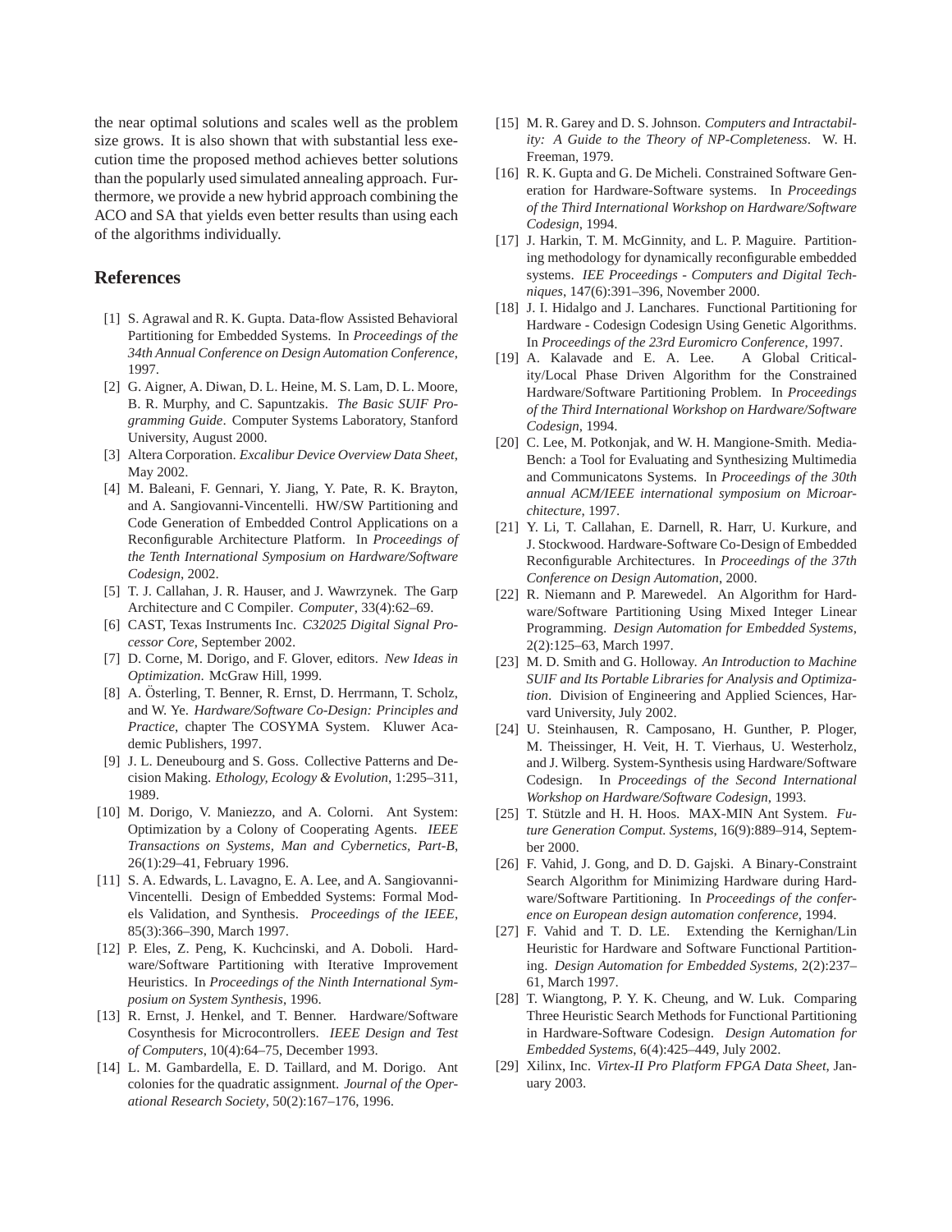the near optimal solutions and scales well as the problem size grows. It is also shown that with substantial less execution time the proposed method achieves better solutions than the popularly used simulated annealing approach. Furthermore, we provide a new hybrid approach combining the ACO and SA that yields even better results than using each of the algorithms individually.

## References

[1] S. Agrawal and R. K. Gupta. Data-flow Assisted Behavioral Partitioning for Embedded Systems. In *Proceedings of the 34th Annual Conference on Design Automation Conference*, 1997.

[2] G. Aigner, A. Diwan, D. L. Heine, M. S. Lam, D. L. Moore, B. R. Murphy, and C. Sapuntzakis. *The Basic SUIF Programming Guide*. Computer Systems Laboratory, Stanford University, August 2000.

[3] Altera Corporation. *Excalibur Device Overview Data Sheet*, May 2002.

[4] M. Baleani, F. Gennari, Y. Jiang, Y. Pate, R. K. Brayton, and A. Sangiovanni-Vincentelli. HW/SW Partitioning and Code Generation of Embedded Control Applications on a Reconfigurable Architecture Platform. In *Proceedings of the Tenth International Symposium on Hardware/Software Codesign*, 2002.

[5] T. J. Callahan, J. R. Hauser, and J. Wawrzynek. The Garp Architecture and C Compiler. *Computer*, 33(4):62–69.

[6] CAST, Texas Instruments Inc. *C32025 Digital Signal Processor Core*, September 2002.

[7] D. Corne, M. Dorigo, and F. Glover, editors. *New Ideas in Optimization*. McGraw Hill, 1999.

[8] A. Österling, T. Benner, R. Ernst, D. Herrmann, T. Scholz, and W. Ye. *Hardware/Software Co-Design: Principles and Practice*, chapter The COSYMA System. Kluwer Academic Publishers, 1997.

[9] J. L. Deneubourg and S. Goss. Collective Patterns and Decision Making. *Ethology, Ecology & Evolution*, 1:295–311, 1989.

[10] M. Dorigo, V. Maniezzo, and A. Colorni. Ant System: Optimization by a Colony of Cooperating Agents. *IEEE Transactions on Systems, Man and Cybernetics, Part-B*, 26(1):29–41, February 1996.

[11] S. A. Edwards, L. Lavagno, E. A. Lee, and A. Sangiovanni-Vincentelli. Design of Embedded Systems: Formal Models Validation, and Synthesis. *Proceedings of the IEEE*, 85(3):366–390, March 1997.

[12] P. Eles, Z. Peng, K. Kuchcinski, and A. Doboli. Hardware/Software Partitioning with Iterative Improvement Heuristics. In *Proceedings of the Ninth International Symposium on System Synthesis*, 1996.

[13] R. Ernst, J. Henkel, and T. Benner. Hardware/Software Cosynthesis for Microcontrollers. *IEEE Design and Test of Computers*, 10(4):64–75, December 1993.

[14] L. M. Gambardella, E. D. Taillard, and M. Dorigo. Ant colonies for the quadratic assignment. *Journal of the Operational Research Society*, 50(2):167–176, 1996.

[15] M. R. Garey and D. S. Johnson. *Computers and Intractability: A Guide to the Theory of NP-Completeness*. W. H. Freeman, 1979.

[16] R. K. Gupta and G. De Micheli. Constrained Software Generation for Hardware-Software systems. In *Proceedings of the Third International Workshop on Hardware/Software Codesign*, 1994.

[17] J. Harkin, T. M. McGinnity, and L. P. Maguire. Partitioning methodology for dynamically reconfigurable embedded systems. *IEE Proceedings - Computers and Digital Techniques*, 147(6):391–396, November 2000.

[18] J. I. Hidalgo and J. Lanchares. Functional Partitioning for Hardware - Codesign Codesign Using Genetic Algorithms. In *Proceedings of the 23rd Euromicro Conference*, 1997.

[19] A. Kalavade and E. A. Lee. A Global Criticality/Local Phase Driven Algorithm for the Constrained Hardware/Software Partitioning Problem. In *Proceedings of the Third International Workshop on Hardware/Software Codesign*, 1994.

[20] C. Lee, M. Potkonjak, and W. H. Mangione-Smith. MediaBench: a Tool for Evaluating and Synthesizing Multimedia and Communicatons Systems. In *Proceedings of the 30th annual ACM/IEEE international symposium on Microarchitecture*, 1997.

[21] Y. Li, T. Callahan, E. Darnell, R. Harr, U. Kurkure, and J. Stockwood. Hardware-Software Co-Design of Embedded Reconfigurable Architectures. In *Proceedings of the 37th Conference on Design Automation*, 2000.

[22] R. Niemann and P. Marewedel. An Algorithm for Hardware/Software Partitioning Using Mixed Integer Linear Programming. *Design Automation for Embedded Systems*, 2(2):125–63, March 1997.

[23] M. D. Smith and G. Holloway. *An Introduction to Machine SUIF and Its Portable Libraries for Analysis and Optimization*. Division of Engineering and Applied Sciences, Harvard University, July 2002.

[24] U. Steinhausen, R. Camposano, H. Gunther, P. Ploger, M. Theissinger, H. Veit, H. T. Vierhaus, U. Westerholz, and J. Wilberg. System-Synthesis using Hardware/Software Codesign. In *Proceedings of the Second International Workshop on Hardware/Software Codesign*, 1993.

[25] T. Stützle and H. H. Hoos. MAX-MIN Ant System. *Future Generation Comput. Systems*, 16(9):889–914, September 2000.

[26] F. Vahid, J. Gong, and D. D. Gajski. A Binary-Constraint Search Algorithm for Minimizing Hardware during Hardware/Software Partitioning. In *Proceedings of the conference on European design automation conference*, 1994.

[27] F. Vahid and T. D. LE. Extending the Kernighan/Lin Heuristic for Hardware and Software Functional Partitioning. *Design Automation for Embedded Systems*, 2(2):237–61, March 1997.

[28] T. Wiangtong, P. Y. K. Cheung, and W. Luk. Comparing Three Heuristic Search Methods for Functional Partitioning in Hardware-Software Codesign. *Design Automation for Embedded Systems*, 6(4):425–449, July 2002.

[29] Xilinx, Inc. *Virtex-II Pro Platform FPGA Data Sheet*, January 2003.